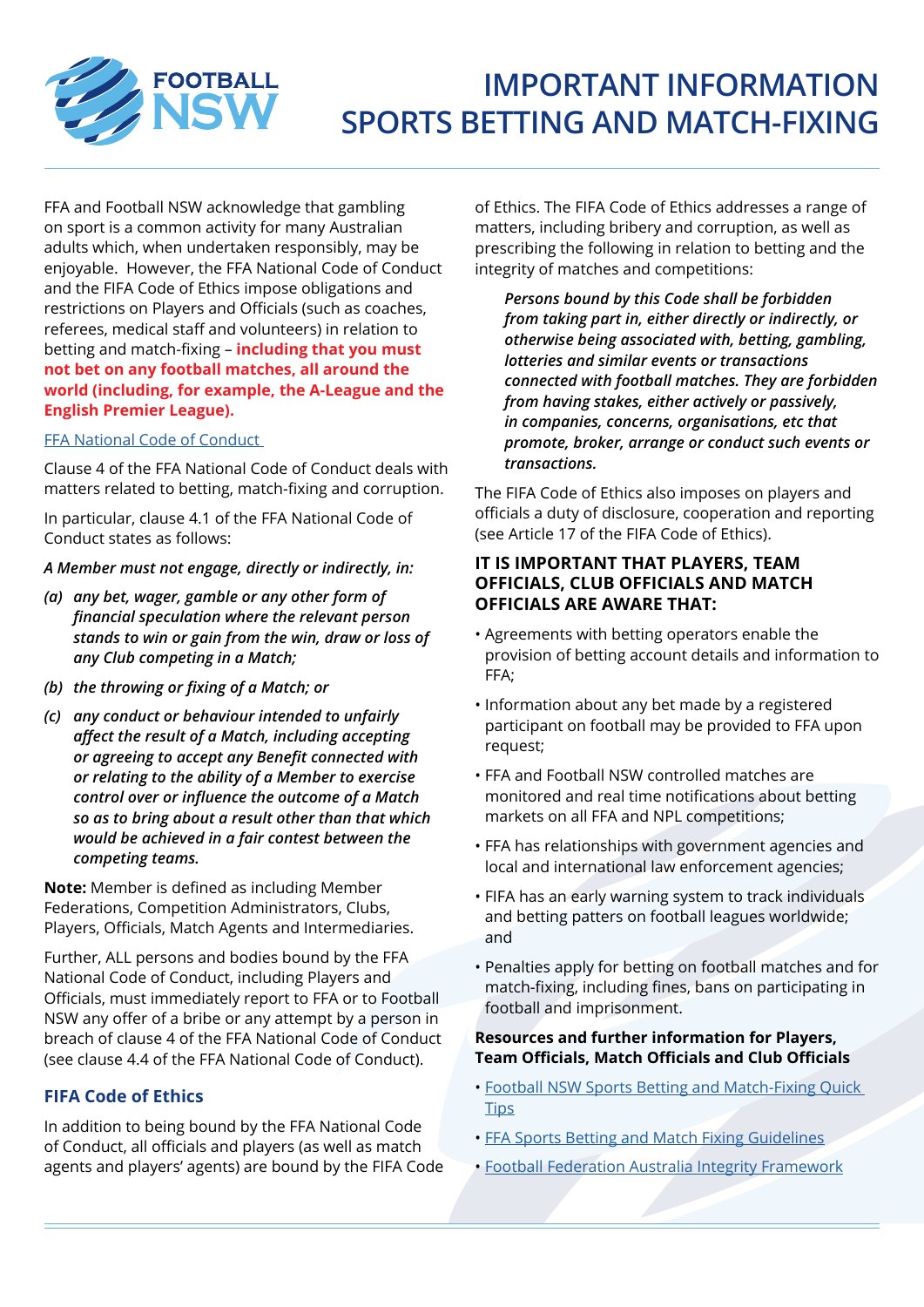# IMPORTANT INFORMATION SPORTS BETTING AND MATCH-FIXING

FFA and Football NSW acknowledge that gambling on sport is a common activity for many Australian adults which, when undertaken responsibly, may be enjoyable. However, the FFA National Code of Conduct and the FIFA Code of Ethics impose obligations and restrictions on Players and Officials (such as coaches, referees, medical staff and volunteers) in relation to betting and match-fixing – **including that you must not bet on any football matches, all around the world (including, for example, the A-League and the English Premier League).**

FFA National Code of Conduct

Clause 4 of the FFA National Code of Conduct deals with matters related to betting, match-fixing and corruption.

In particular, clause 4.1 of the FFA National Code of Conduct states as follows:

*A Member must not engage, directly or indirectly, in:*

- ***(a)*** ***any bet, wager, gamble or any other form of financial speculation where the relevant person stands to win or gain from the win, draw or loss of any Club competing in a Match;***
- ***(b)*** ***the throwing or fixing of a Match; or***
- ***(c)*** ***any conduct or behaviour intended to unfairly affect the result of a Match, including accepting or agreeing to accept any Benefit connected with or relating to the ability of a Member to exercise control over or influence the outcome of a Match so as to bring about a result other than that which would be achieved in a fair contest between the competing teams.***

**Note:** Member is defined as including Member Federations, Competition Administrators, Clubs, Players, Officials, Match Agents and Intermediaries.

Further, ALL persons and bodies bound by the FFA National Code of Conduct, including Players and Officials, must immediately report to FFA or to Football NSW any offer of a bribe or any attempt by a person in breach of clause 4 of the FFA National Code of Conduct (see clause 4.4 of the FFA National Code of Conduct).

## FIFA Code of Ethics

In addition to being bound by the FFA National Code of Conduct, all officials and players (as well as match agents and players' agents) are bound by the FIFA Code of Ethics. The FIFA Code of Ethics addresses a range of matters, including bribery and corruption, as well as prescribing the following in relation to betting and the integrity of matches and competitions:

> ***Persons bound by this Code shall be forbidden from taking part in, either directly or indirectly, or otherwise being associated with, betting, gambling, lotteries and similar events or transactions connected with football matches. They are forbidden from having stakes, either actively or passively, in companies, concerns, organisations, etc that promote, broker, arrange or conduct such events or transactions.***

The FIFA Code of Ethics also imposes on players and officials a duty of disclosure, cooperation and reporting (see Article 17 of the FIFA Code of Ethics).

### IT IS IMPORTANT THAT PLAYERS, TEAM OFFICIALS, CLUB OFFICIALS AND MATCH OFFICIALS ARE AWARE THAT:

- Agreements with betting operators enable the provision of betting account details and information to FFA;
- Information about any bet made by a registered participant on football may be provided to FFA upon request;
- FFA and Football NSW controlled matches are monitored and real time notifications about betting markets on all FFA and NPL competitions;
- FFA has relationships with government agencies and local and international law enforcement agencies;
- FIFA has an early warning system to track individuals and betting patters on football leagues worldwide; and
- Penalties apply for betting on football matches and for match-fixing, including fines, bans on participating in football and imprisonment.

**Resources and further information for Players, Team Officials, Match Officials and Club Officials**

- Football NSW Sports Betting and Match-Fixing Quick Tips
- FFA Sports Betting and Match Fixing Guidelines
- Football Federation Australia Integrity Framework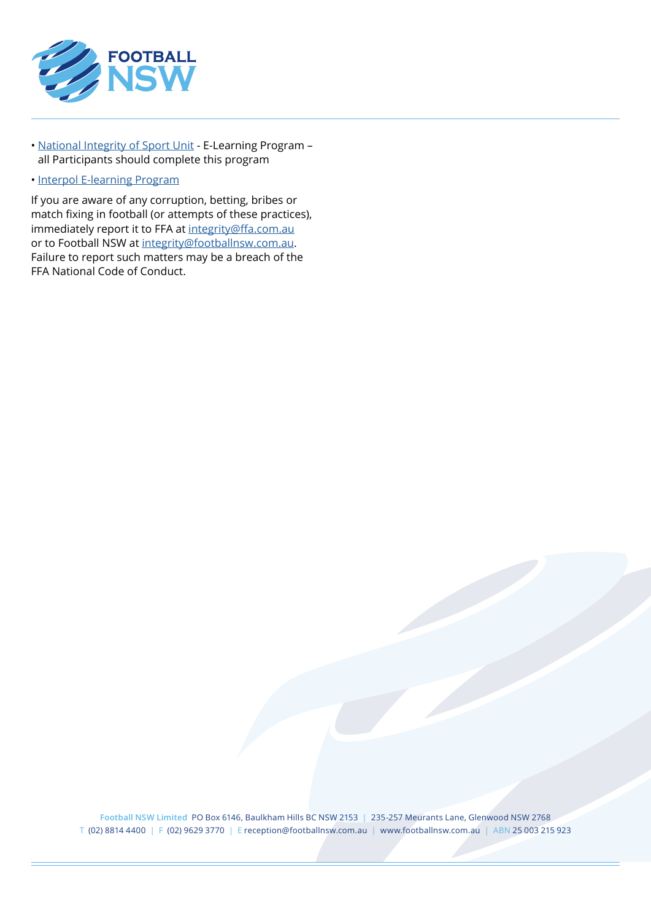- National Integrity of Sport Unit - E-Learning Program – all Participants should complete this program
- Interpol E-learning Program

If you are aware of any corruption, betting, bribes or match fixing in football (or attempts of these practices), immediately report it to FFA at integrity@ffa.com.au or to Football NSW at integrity@footballnsw.com.au. Failure to report such matters may be a breach of the FFA National Code of Conduct.